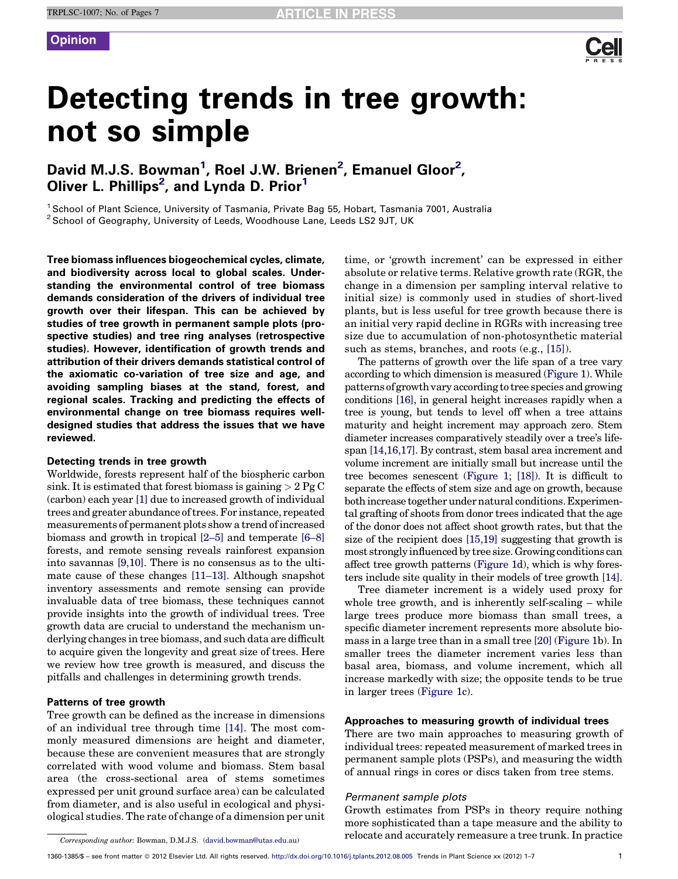Opinion

# Detecting trends in tree growth: not so simple

David M.J.S. Bowman[1], Roel J.W. Brienen[2], Emanuel Gloor[2], Oliver L. Phillips[2], and Lynda D. Prior[1]

[1] School of Plant Science, University of Tasmania, Private Bag 55, Hobart, Tasmania 7001, Australia
[2] School of Geography, University of Leeds, Woodhouse Lane, Leeds LS2 9JT, UK

**Tree biomass influences biogeochemical cycles, climate, and biodiversity across local to global scales. Understanding the environmental control of tree biomass demands consideration of the drivers of individual tree growth over their lifespan. This can be achieved by studies of tree growth in permanent sample plots (prospective studies) and tree ring analyses (retrospective studies). However, identification of growth trends and attribution of their drivers demands statistical control of the axiomatic co-variation of tree size and age, and avoiding sampling biases at the stand, forest, and regional scales. Tracking and predicting the effects of environmental change on tree biomass requires well-designed studies that address the issues that we have reviewed.**

## Detecting trends in tree growth

Worldwide, forests represent half of the biospheric carbon sink. It is estimated that forest biomass is gaining > 2 Pg C (carbon) each year [1] due to increased growth of individual trees and greater abundance of trees. For instance, repeated measurements of permanent plots show a trend of increased biomass and growth in tropical [2–5] and temperate [6–8] forests, and remote sensing reveals rainforest expansion into savannas [9,10]. There is no consensus as to the ultimate cause of these changes [11–13]. Although snapshot inventory assessments and remote sensing can provide invaluable data of tree biomass, these techniques cannot provide insights into the growth of individual trees. Tree growth data are crucial to understand the mechanism underlying changes in tree biomass, and such data are difficult to acquire given the longevity and great size of trees. Here we review how tree growth is measured, and discuss the pitfalls and challenges in determining growth trends.

## Patterns of tree growth

Tree growth can be defined as the increase in dimensions of an individual tree through time [14]. The most commonly measured dimensions are height and diameter, because these are convenient measures that are strongly correlated with wood volume and biomass. Stem basal area (the cross-sectional area of stems sometimes expressed per unit ground surface area) can be calculated from diameter, and is also useful in ecological and physiological studies. The rate of change of a dimension per unit time, or 'growth increment' can be expressed in either absolute or relative terms. Relative growth rate (RGR, the change in a dimension per sampling interval relative to initial size) is commonly used in studies of short-lived plants, but is less useful for tree growth because there is an initial very rapid decline in RGRs with increasing tree size due to accumulation of non-photosynthetic material such as stems, branches, and roots (e.g., [15]).

The patterns of growth over the life span of a tree vary according to which dimension is measured (Figure 1). While patterns of growth vary according to tree species and growing conditions [16], in general height increases rapidly when a tree is young, but tends to level off when a tree attains maturity and height increment may approach zero. Stem diameter increases comparatively steadily over a tree's lifespan [14,16,17]. By contrast, stem basal area increment and volume increment are initially small but increase until the tree becomes senescent (Figure 1; [18]). It is difficult to separate the effects of stem size and age on growth, because both increase together under natural conditions. Experimental grafting of shoots from donor trees indicated that the age of the donor does not affect shoot growth rates, but that the size of the recipient does [15,19] suggesting that growth is most strongly influenced by tree size. Growing conditions can affect tree growth patterns (Figure 1d), which is why foresters include site quality in their models of tree growth [14].

Tree diameter increment is a widely used proxy for whole tree growth, and is inherently self-scaling – while large trees produce more biomass than small trees, a specific diameter increment represents more absolute biomass in a large tree than in a small tree [20] (Figure 1b). In smaller trees the diameter increment varies less than basal area, biomass, and volume increment, which all increase markedly with size; the opposite tends to be true in larger trees (Figure 1c).

## Approaches to measuring growth of individual trees

There are two main approaches to measuring growth of individual trees: repeated measurement of marked trees in permanent sample plots (PSPs), and measuring the width of annual rings in cores or discs taken from tree stems.

### *Permanent sample plots*

Growth estimates from PSPs in theory require nothing more sophisticated than a tape measure and the ability to relocate and accurately remeasure a tree trunk. In practice

*Corresponding author:* Bowman, D.M.J.S. (david.bowman@utas.edu.au)

1360-1385/$ – see front matter © 2012 Elsevier Ltd. All rights reserved. http://dx.doi.org/10.1016/j.tplants.2012.08.005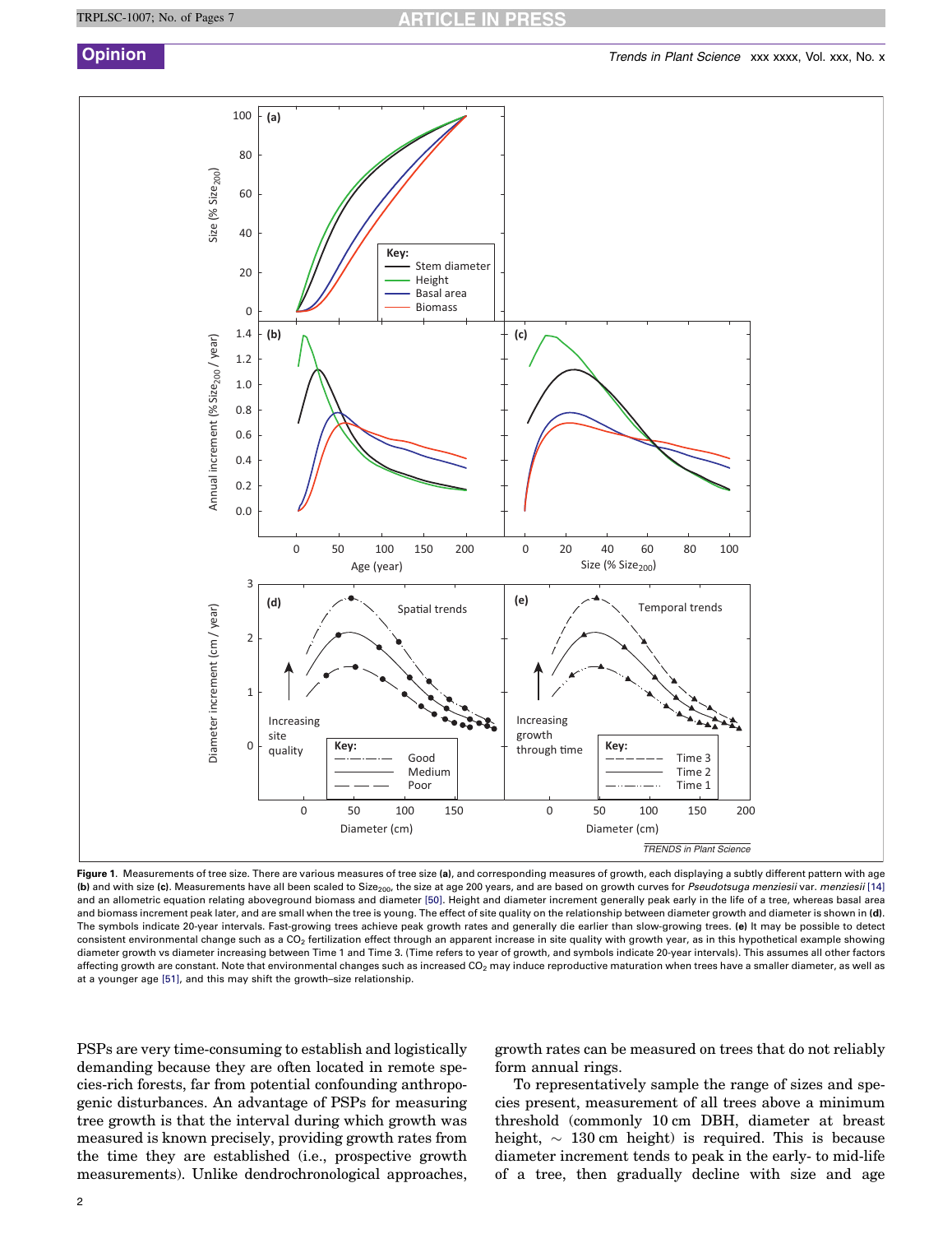Figure 1. Measurements of tree size. There are various measures of tree size (a), and corresponding measures of growth, each displaying a subtly different pattern with age (b) and with size (c). Measurements have all been scaled to $Size_{200}$, the size at age 200 years, and are based on growth curves for *Pseudotsuga menziesii* var. *menziesii* [14] and an allometric equation relating aboveground biomass and diameter [50]. Height and diameter increment generally peak early in the life of a tree, whereas basal area and biomass increment peak later, and are small when the tree is young. The effect of site quality on the relationship between diameter growth and diameter is shown in (d). The symbols indicate 20-year intervals. Fast-growing trees achieve peak growth rates and generally die earlier than slow-growing trees. (e) It may be possible to detect consistent environmental change such as a $CO_2$ fertilization effect through an apparent increase in site quality with growth year, as in this hypothetical example showing diameter growth vs diameter increasing between Time 1 and Time 3. (Time refers to year of growth, and symbols indicate 20-year intervals). This assumes all other factors affecting growth are constant. Note that environmental changes such as increased $CO_2$ may induce reproductive maturation when trees have a smaller diameter, as well as at a younger age [51], and this may shift the growth–size relationship.

PSPs are very time-consuming to establish and logistically demanding because they are often located in remote species-rich forests, far from potential confounding anthropogenic disturbances. An advantage of PSPs for measuring tree growth is that the interval during which growth was measured is known precisely, providing growth rates from the time they are established (i.e., prospective growth measurements). Unlike dendrochronological approaches, growth rates can be measured on trees that do not reliably form annual rings.

To representatively sample the range of sizes and species present, measurement of all trees above a minimum threshold (commonly 10 cm DBH, diameter at breast height, ~ 130 cm height) is required. This is because diameter increment tends to peak in the early- to mid-life of a tree, then gradually decline with size and age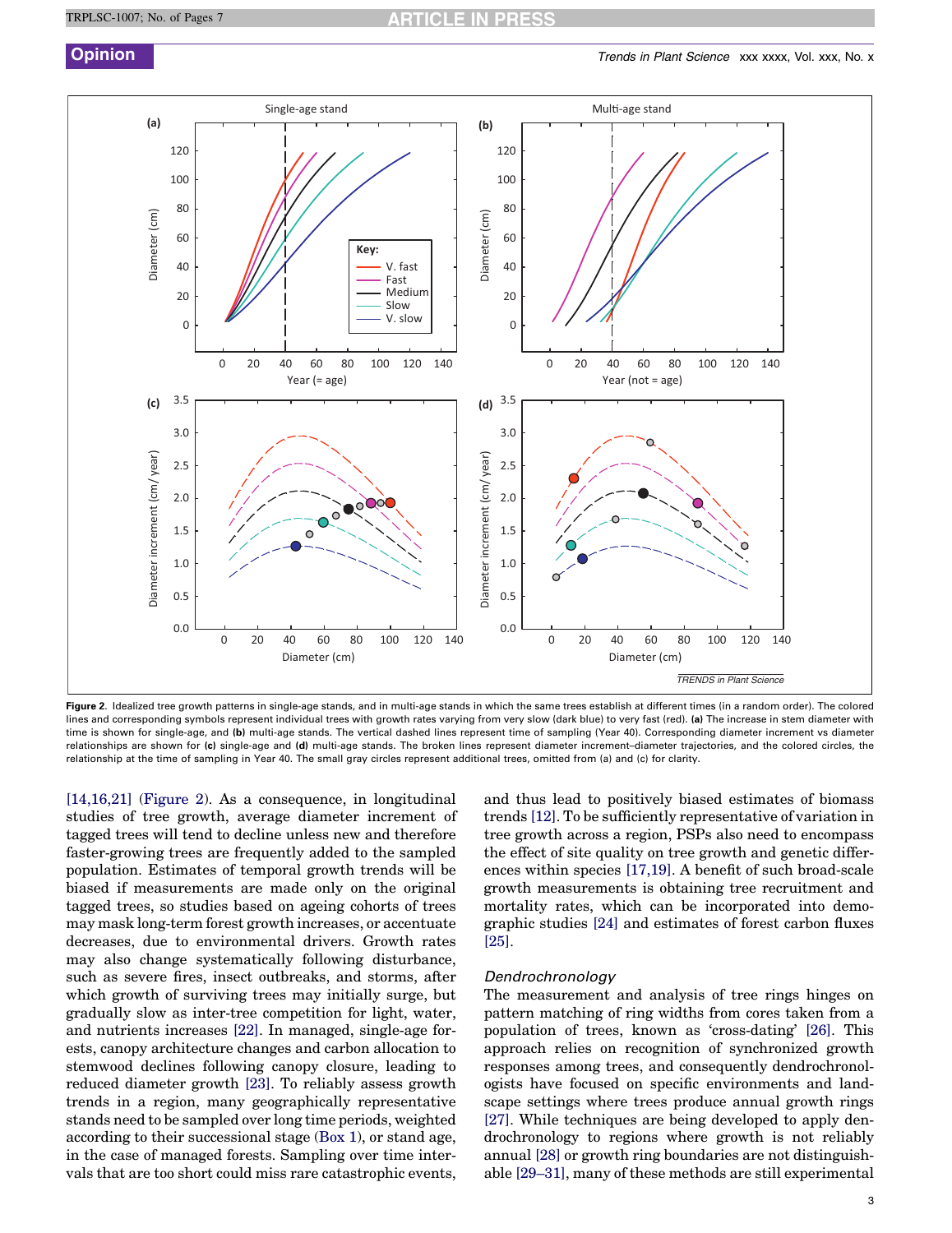Figure 2. Idealized tree growth patterns in single-age stands, and in multi-age stands in which the same trees establish at different times (in a random order). The colored lines and corresponding symbols represent individual trees with growth rates varying from very slow (dark blue) to very fast (red). (a) The increase in stem diameter with time is shown for single-age, and (b) multi-age stands. The vertical dashed lines represent time of sampling (Year 40). Corresponding diameter increment vs diameter relationships are shown for (c) single-age and (d) multi-age stands. The broken lines represent diameter increment–diameter trajectories, and the colored circles, the relationship at the time of sampling in Year 40. The small gray circles represent additional trees, omitted from (a) and (c) for clarity.

[14,16,21] (Figure 2). As a consequence, in longitudinal studies of tree growth, average diameter increment of tagged trees will tend to decline unless new and therefore faster-growing trees are frequently added to the sampled population. Estimates of temporal growth trends will be biased if measurements are made only on the original tagged trees, so studies based on ageing cohorts of trees may mask long-term forest growth increases, or accentuate decreases, due to environmental drivers. Growth rates may also change systematically following disturbance, such as severe fires, insect outbreaks, and storms, after which growth of surviving trees may initially surge, but gradually slow as inter-tree competition for light, water, and nutrients increases [22]. In managed, single-age forests, canopy architecture changes and carbon allocation to stemwood declines following canopy closure, leading to reduced diameter growth [23]. To reliably assess growth trends in a region, many geographically representative stands need to be sampled over long time periods, weighted according to their successional stage (Box 1), or stand age, in the case of managed forests. Sampling over time intervals that are too short could miss rare catastrophic events, and thus lead to positively biased estimates of biomass trends [12]. To be sufficiently representative of variation in tree growth across a region, PSPs also need to encompass the effect of site quality on tree growth and genetic differences within species [17,19]. A benefit of such broad-scale growth measurements is obtaining tree recruitment and mortality rates, which can be incorporated into demographic studies [24] and estimates of forest carbon fluxes [25].

### *Dendrochronology*

The measurement and analysis of tree rings hinges on pattern matching of ring widths from cores taken from a population of trees, known as 'cross-dating' [26]. This approach relies on recognition of synchronized growth responses among trees, and consequently dendrochronologists have focused on specific environments and landscape settings where trees produce annual growth rings [27]. While techniques are being developed to apply dendrochronology to regions where growth is not reliably annual [28] or growth ring boundaries are not distinguishable [29–31], many of these methods are still experimental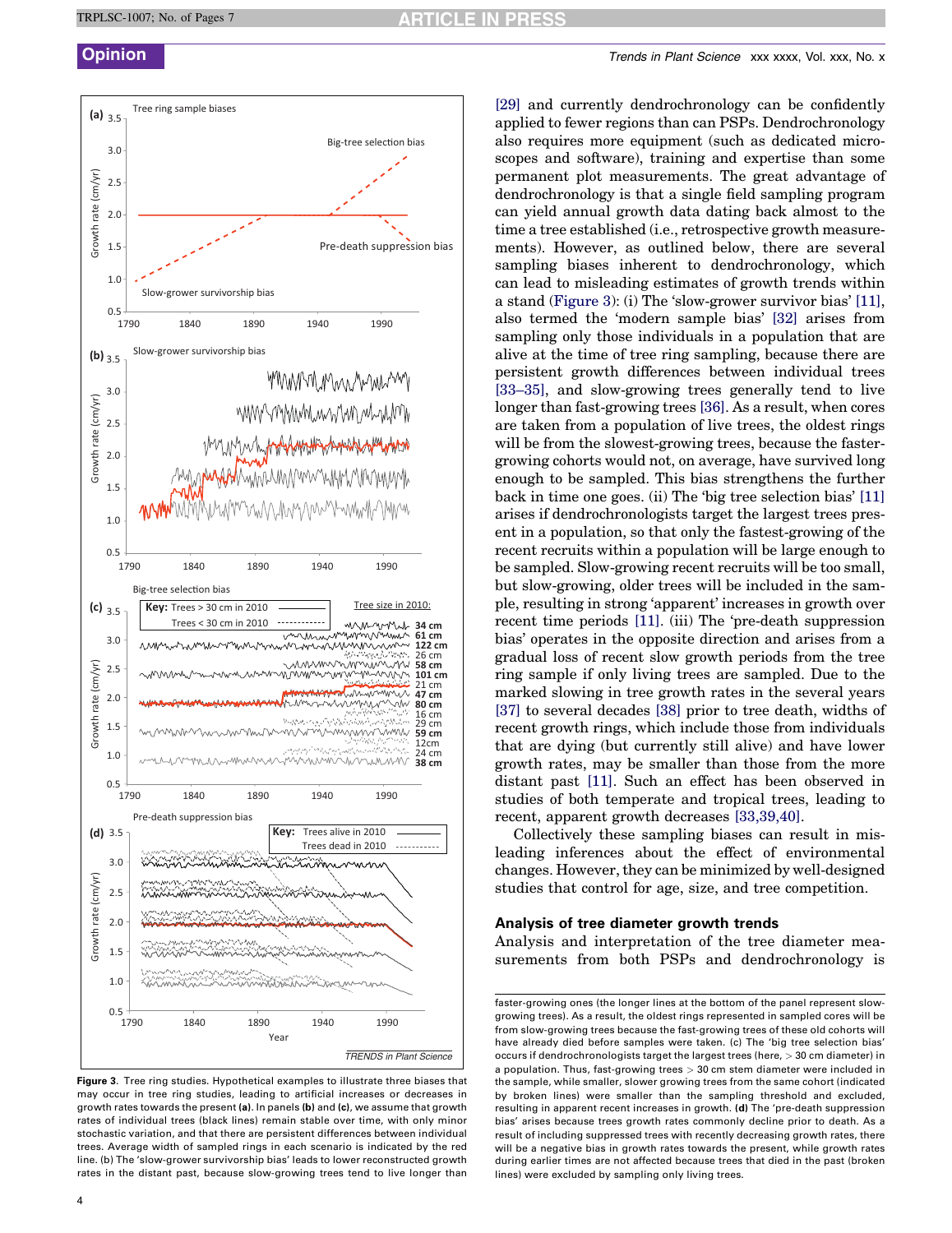[29] and currently dendrochronology can be confidently applied to fewer regions than can PSPs. Dendrochronology also requires more equipment (such as dedicated microscopes and software), training and expertise than some permanent plot measurements. The great advantage of dendrochronology is that a single field sampling program can yield annual growth data dating back almost to the time a tree established (i.e., retrospective growth measurements). However, as outlined below, there are several sampling biases inherent to dendrochronology, which can lead to misleading estimates of growth trends within a stand (Figure 3): (i) The 'slow-grower survivor bias' [11], also termed the 'modern sample bias' [32] arises from sampling only those individuals in a population that are alive at the time of tree ring sampling, because there are persistent growth differences between individual trees [33–35], and slow-growing trees generally tend to live longer than fast-growing trees [36]. As a result, when cores are taken from a population of live trees, the oldest rings will be from the slowest-growing trees, because the faster-growing cohorts would not, on average, have survived long enough to be sampled. This bias strengthens the further back in time one goes. (ii) The 'big tree selection bias' [11] arises if dendrochronologists target the largest trees present in a population, so that only the fastest-growing of the recent recruits within a population will be large enough to be sampled. Slow-growing recent recruits will be too small, but slow-growing, older trees will be included in the sample, resulting in strong 'apparent' increases in growth over recent time periods [11]. (iii) The 'pre-death suppression bias' operates in the opposite direction and arises from a gradual loss of recent slow growth periods from the tree ring sample if only living trees are sampled. Due to the marked slowing in tree growth rates in the several years [37] to several decades [38] prior to tree death, widths of recent growth rings, which include those from individuals that are dying (but currently still alive) and have lower growth rates, may be smaller than those from the more distant past [11]. Such an effect has been observed in studies of both temperate and tropical trees, leading to recent, apparent growth decreases [33,39,40].

Collectively these sampling biases can result in misleading inferences about the effect of environmental changes. However, they can be minimized by well-designed studies that control for age, size, and tree competition.

## Analysis of tree diameter growth trends

Analysis and interpretation of the tree diameter measurements from both PSPs and dendrochronology is

**Figure 3.** Tree ring studies. Hypothetical examples to illustrate three biases that may occur in tree ring studies, leading to artificial increases or decreases in growth rates towards the present **(a)**. In panels **(b)** and **(c)**, we assume that growth rates of individual trees (black lines) remain stable over time, with only minor stochastic variation, and that there are persistent differences between individual trees. Average width of sampled rings in each scenario is indicated by the red line. (b) The 'slow-grower survivorship bias' leads to lower reconstructed growth rates in the distant past, because slow-growing trees tend to live longer than faster-growing ones (the longer lines at the bottom of the panel represent slow-growing trees). As a result, the oldest rings represented in sampled cores will be from slow-growing trees because the fast-growing trees of these old cohorts will have already died before samples were taken. (c) The 'big tree selection bias' occurs if dendrochronologists target the largest trees (here, > 30 cm diameter) in a population. Thus, fast-growing trees > 30 cm stem diameter were included in the sample, while smaller, slower growing trees from the same cohort (indicated by broken lines) were smaller than the sampling threshold and excluded, resulting in apparent recent increases in growth. **(d)** The 'pre-death suppression bias' arises because trees growth rates commonly decline prior to death. As a result of including suppressed trees with recently decreasing growth rates, there will be a negative bias in growth rates towards the present, while growth rates during earlier times are not affected because trees that died in the past (broken lines) were excluded by sampling only living trees.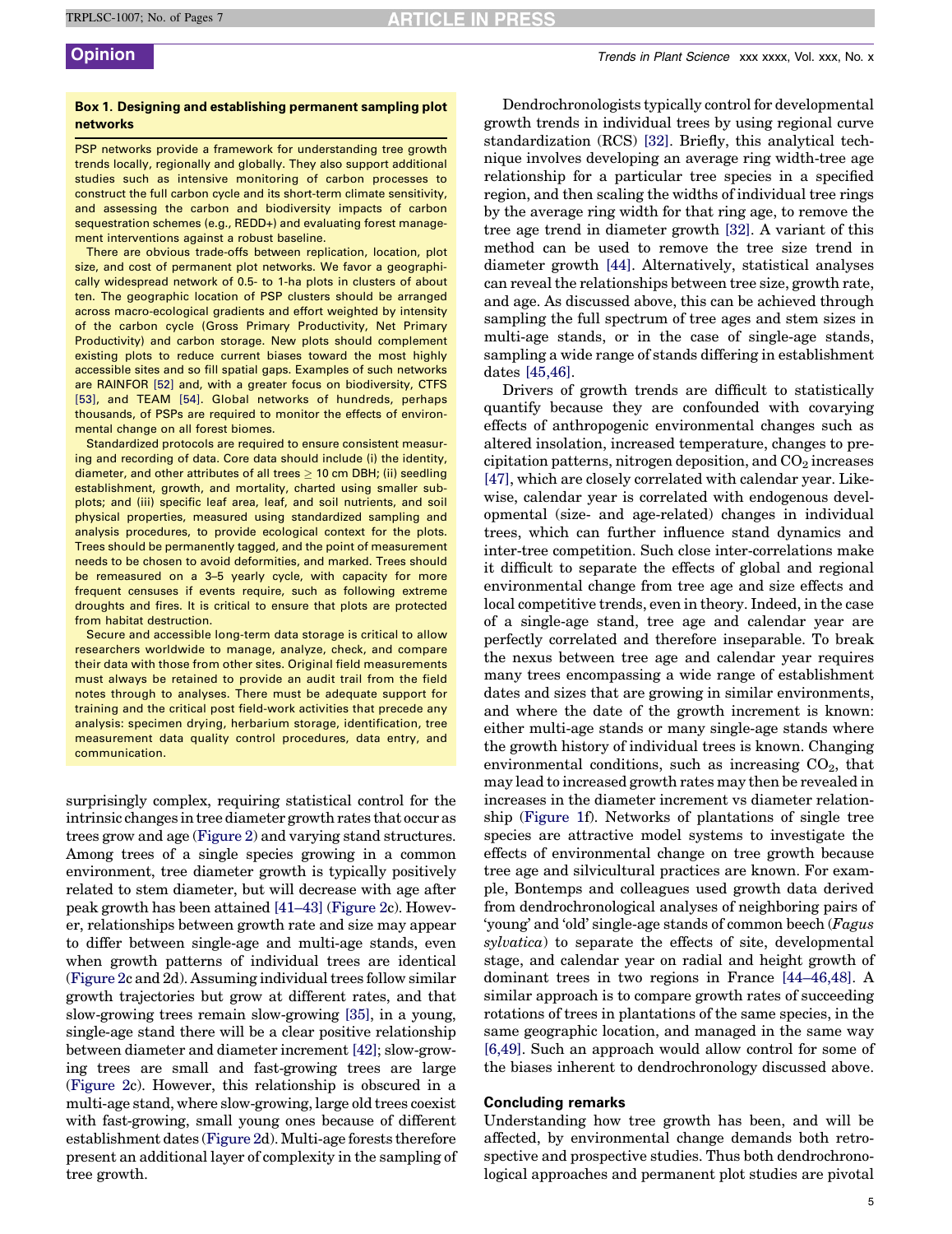### Box 1. Designing and establishing permanent sampling plot networks

PSP networks provide a framework for understanding tree growth trends locally, regionally and globally. They also support additional studies such as intensive monitoring of carbon processes to construct the full carbon cycle and its short-term climate sensitivity, and assessing the carbon and biodiversity impacts of carbon sequestration schemes (e.g., REDD+) and evaluating forest management interventions against a robust baseline.

There are obvious trade-offs between replication, location, plot size, and cost of permanent plot networks. We favor a geographically widespread network of 0.5- to 1-ha plots in clusters of about ten. The geographic location of PSP clusters should be arranged across macro-ecological gradients and effort weighted by intensity of the carbon cycle (Gross Primary Productivity, Net Primary Productivity) and carbon storage. New plots should complement existing plots to reduce current biases toward the most highly accessible sites and so fill spatial gaps. Examples of such networks are RAINFOR [52] and, with a greater focus on biodiversity, CTFS [53], and TEAM [54]. Global networks of hundreds, perhaps thousands, of PSPs are required to monitor the effects of environmental change on all forest biomes.

Standardized protocols are required to ensure consistent measuring and recording of data. Core data should include (i) the identity, diameter, and other attributes of all trees $\geq$ 10 cm DBH; (ii) seedling establishment, growth, and mortality, charted using smaller subplots; and (iii) specific leaf area, leaf, and soil nutrients, and soil physical properties, measured using standardized sampling and analysis procedures, to provide ecological context for the plots. Trees should be permanently tagged, and the point of measurement needs to be chosen to avoid deformities, and marked. Trees should be remeasured on a 3–5 yearly cycle, with capacity for more frequent censuses if events require, such as following extreme droughts and fires. It is critical to ensure that plots are protected from habitat destruction.

Secure and accessible long-term data storage is critical to allow researchers worldwide to manage, analyze, check, and compare their data with those from other sites. Original field measurements must always be retained to provide an audit trail from the field notes through to analyses. There must be adequate support for training and the critical post field-work activities that precede any analysis: specimen drying, herbarium storage, identification, tree measurement data quality control procedures, data entry, and communication.

surprisingly complex, requiring statistical control for the intrinsic changes in tree diameter growth rates that occur as trees grow and age (Figure 2) and varying stand structures. Among trees of a single species growing in a common environment, tree diameter growth is typically positively related to stem diameter, but will decrease with age after peak growth has been attained [41–43] (Figure 2c). However, relationships between growth rate and size may appear to differ between single-age and multi-age stands, even when growth patterns of individual trees are identical (Figure 2c and 2d). Assuming individual trees follow similar growth trajectories but grow at different rates, and that slow-growing trees remain slow-growing [35], in a young, single-age stand there will be a clear positive relationship between diameter and diameter increment [42]; slow-growing trees are small and fast-growing trees are large (Figure 2c). However, this relationship is obscured in a multi-age stand, where slow-growing, large old trees coexist with fast-growing, small young ones because of different establishment dates (Figure 2d). Multi-age forests therefore present an additional layer of complexity in the sampling of tree growth.

Dendrochronologists typically control for developmental growth trends in individual trees by using regional curve standardization (RCS) [32]. Briefly, this analytical technique involves developing an average ring width-tree age relationship for a particular tree species in a specified region, and then scaling the widths of individual tree rings by the average ring width for that ring age, to remove the tree age trend in diameter growth [32]. A variant of this method can be used to remove the tree size trend in diameter growth [44]. Alternatively, statistical analyses can reveal the relationships between tree size, growth rate, and age. As discussed above, this can be achieved through sampling the full spectrum of tree ages and stem sizes in multi-age stands, or in the case of single-age stands, sampling a wide range of stands differing in establishment dates [45,46].

Drivers of growth trends are difficult to statistically quantify because they are confounded with covarying effects of anthropogenic environmental changes such as altered insolation, increased temperature, changes to precipitation patterns, nitrogen deposition, and $CO_2$ increases [47], which are closely correlated with calendar year. Likewise, calendar year is correlated with endogenous developmental (size- and age-related) changes in individual trees, which can further influence stand dynamics and inter-tree competition. Such close inter-correlations make it difficult to separate the effects of global and regional environmental change from tree age and size effects and local competitive trends, even in theory. Indeed, in the case of a single-age stand, tree age and calendar year are perfectly correlated and therefore inseparable. To break the nexus between tree age and calendar year requires many trees encompassing a wide range of establishment dates and sizes that are growing in similar environments, and where the date of the growth increment is known: either multi-age stands or many single-age stands where the growth history of individual trees is known. Changing environmental conditions, such as increasing $CO_2$, that may lead to increased growth rates may then be revealed in increases in the diameter increment vs diameter relationship (Figure 1f). Networks of plantations of single tree species are attractive model systems to investigate the effects of environmental change on tree growth because tree age and silvicultural practices are known. For example, Bontemps and colleagues used growth data derived from dendrochronological analyses of neighboring pairs of 'young' and 'old' single-age stands of common beech (*Fagus sylvatica*) to separate the effects of site, developmental stage, and calendar year on radial and height growth of dominant trees in two regions in France [44–46,48]. A similar approach is to compare growth rates of succeeding rotations of trees in plantations of the same species, in the same geographic location, and managed in the same way [6,49]. Such an approach would allow control for some of the biases inherent to dendrochronology discussed above.

## Concluding remarks

Understanding how tree growth has been, and will be affected, by environmental change demands both retrospective and prospective studies. Thus both dendrochronological approaches and permanent plot studies are pivotal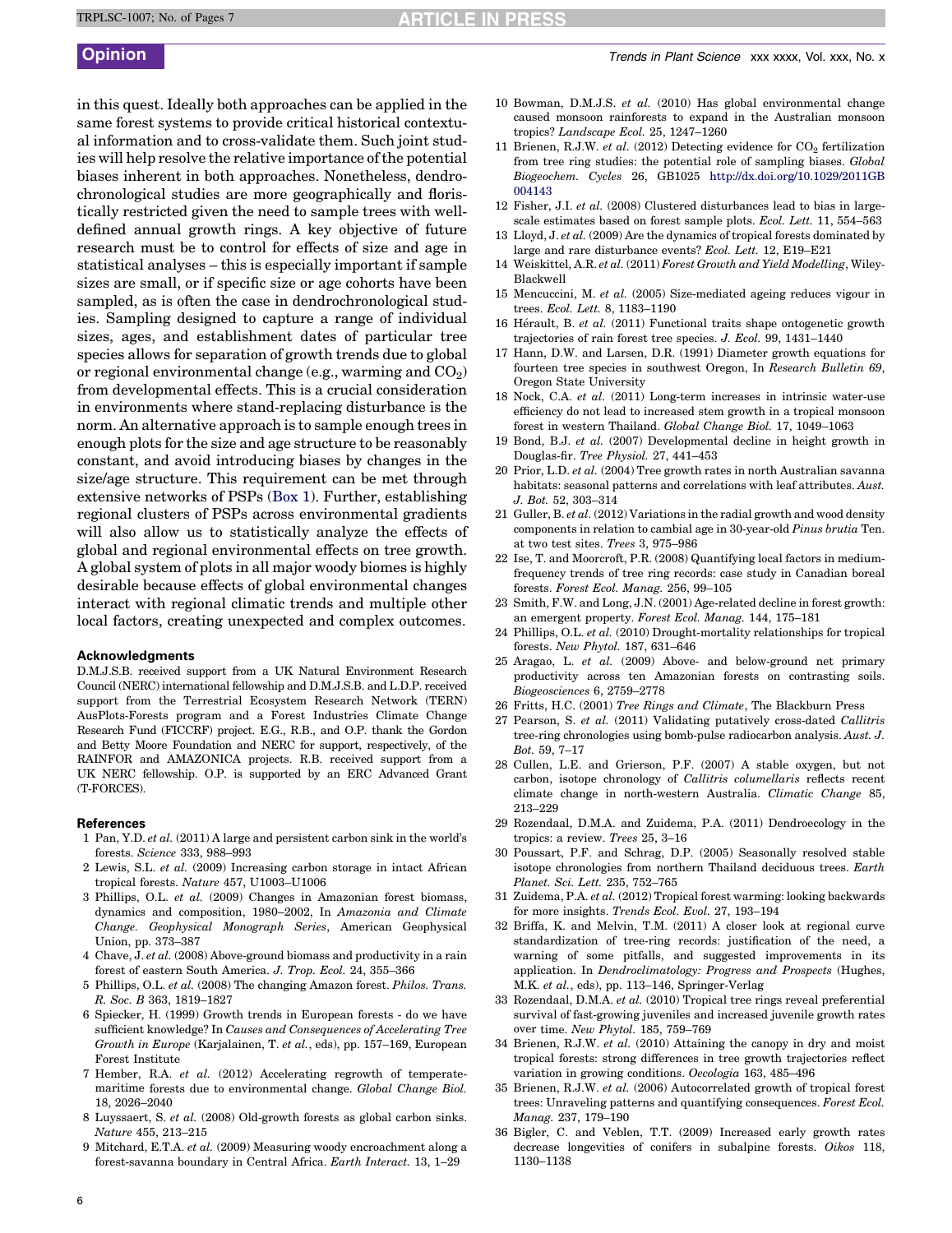in this quest. Ideally both approaches can be applied in the same forest systems to provide critical historical contextual information and to cross-validate them. Such joint studies will help resolve the relative importance of the potential biases inherent in both approaches. Nonetheless, dendrochronological studies are more geographically and floristically restricted given the need to sample trees with well-defined annual growth rings. A key objective of future research must be to control for effects of size and age in statistical analyses – this is especially important if sample sizes are small, or if specific size or age cohorts have been sampled, as is often the case in dendrochronological studies. Sampling designed to capture a range of individual sizes, ages, and establishment dates of particular tree species allows for separation of growth trends due to global or regional environmental change (e.g., warming and $CO_2$) from developmental effects. This is a crucial consideration in environments where stand-replacing disturbance is the norm. An alternative approach is to sample enough trees in enough plots for the size and age structure to be reasonably constant, and avoid introducing biases by changes in the size/age structure. This requirement can be met through extensive networks of PSPs (Box 1). Further, establishing regional clusters of PSPs across environmental gradients will also allow us to statistically analyze the effects of global and regional environmental effects on tree growth. A global system of plots in all major woody biomes is highly desirable because effects of global environmental changes interact with regional climatic trends and multiple other local factors, creating unexpected and complex outcomes.

### Acknowledgments

D.M.J.S.B. received support from a UK Natural Environment Research Council (NERC) international fellowship and D.M.J.S.B. and L.D.P. received support from the Terrestrial Ecosystem Research Network (TERN) AusPlots-Forests program and a Forest Industries Climate Change Research Fund (FICCRF) project. E.G., R.B., and O.P. thank the Gordon and Betty Moore Foundation and NERC for support, respectively, of the RAINFOR and AMAZONICA projects. R.B. received support from a UK NERC fellowship. O.P. is supported by an ERC Advanced Grant (T-FORCES).

### References

1 Pan, Y.D. *et al.* (2011) A large and persistent carbon sink in the world's forests. *Science* 333, 988–993
2 Lewis, S.L. *et al.* (2009) Increasing carbon storage in intact African tropical forests. *Nature* 457, U1003–U1006
3 Phillips, O.L. *et al.* (2009) Changes in Amazonian forest biomass, dynamics and composition, 1980–2002, In *Amazonia and Climate Change. Geophysical Monograph Series*, American Geophysical Union, pp. 373–387
4 Chave, J. *et al.* (2008) Above-ground biomass and productivity in a rain forest of eastern South America. *J. Trop. Ecol.* 24, 355–366
5 Phillips, O.L. *et al.* (2008) The changing Amazon forest. *Philos. Trans. R. Soc. B* 363, 1819–1827
6 Spiecker, H. (1999) Growth trends in European forests - do we have sufficient knowledge? In *Causes and Consequences of Accelerating Tree Growth in Europe* (Karjalainen, T. *et al.*, eds), pp. 157–169, European Forest Institute
7 Hember, R.A. *et al.* (2012) Accelerating regrowth of temperate-maritime forests due to environmental change. *Global Change Biol.* 18, 2026–2040
8 Luyssaert, S. *et al.* (2008) Old-growth forests as global carbon sinks. *Nature* 455, 213–215
9 Mitchard, E.T.A. *et al.* (2009) Measuring woody encroachment along a forest-savanna boundary in Central Africa. *Earth Interact.* 13, 1–29
10 Bowman, D.M.J.S. *et al.* (2010) Has global environmental change caused monsoon rainforests to expand in the Australian monsoon tropics? *Landscape Ecol.* 25, 1247–1260
11 Brienen, R.J.W. *et al.* (2012) Detecting evidence for $CO_2$ fertilization from tree ring studies: the potential role of sampling biases. *Global Biogeochem. Cycles* 26, GB1025 http://dx.doi.org/10.1029/2011GB004143
12 Fisher, J.I. *et al.* (2008) Clustered disturbances lead to bias in large-scale estimates based on forest sample plots. *Ecol. Lett.* 11, 554–563
13 Lloyd, J. *et al.* (2009) Are the dynamics of tropical forests dominated by large and rare disturbance events? *Ecol. Lett.* 12, E19–E21
14 Weiskittel, A.R. *et al.* (2011) *Forest Growth and Yield Modelling*, Wiley-Blackwell
15 Mencuccini, M. *et al.* (2005) Size-mediated ageing reduces vigour in trees. *Ecol. Lett.* 8, 1183–1190
16 Hérault, B. *et al.* (2011) Functional traits shape ontogenetic growth trajectories of rain forest tree species. *J. Ecol.* 99, 1431–1440
17 Hann, D.W. and Larsen, D.R. (1991) Diameter growth equations for fourteen tree species in southwest Oregon, In *Research Bulletin 69*, Oregon State University
18 Nock, C.A. *et al.* (2011) Long-term increases in intrinsic water-use efficiency do not lead to increased stem growth in a tropical monsoon forest in western Thailand. *Global Change Biol.* 17, 1049–1063
19 Bond, B.J. *et al.* (2007) Developmental decline in height growth in Douglas-fir. *Tree Physiol.* 27, 441–453
20 Prior, L.D. *et al.* (2004) Tree growth rates in north Australian savanna habitats: seasonal patterns and correlations with leaf attributes. *Aust. J. Bot.* 52, 303–314
21 Guller, B. *et al.* (2012) Variations in the radial growth and wood density components in relation to cambial age in 30-year-old *Pinus brutia* Ten. at two test sites. *Trees* 3, 975–986
22 Ise, T. and Moorcroft, P.R. (2008) Quantifying local factors in medium-frequency trends of tree ring records: case study in Canadian boreal forests. *Forest Ecol. Manag.* 256, 99–105
23 Smith, F.W. and Long, J.N. (2001) Age-related decline in forest growth: an emergent property. *Forest Ecol. Manag.* 144, 175–181
24 Phillips, O.L. *et al.* (2010) Drought-mortality relationships for tropical forests. *New Phytol.* 187, 631–646
25 Aragao, L. *et al.* (2009) Above- and below-ground net primary productivity across ten Amazonian forests on contrasting soils. *Biogeosciences* 6, 2759–2778
26 Fritts, H.C. (2001) *Tree Rings and Climate*, The Blackburn Press
27 Pearson, S. *et al.* (2011) Validating putatively cross-dated *Callitris* tree-ring chronologies using bomb-pulse radiocarbon analysis. *Aust. J. Bot.* 59, 7–17
28 Cullen, L.E. and Grierson, P.F. (2007) A stable oxygen, but not carbon, isotope chronology of *Callitris columellaris* reflects recent climate change in north-western Australia. *Climatic Change* 85, 213–229
29 Rozendaal, D.M.A. and Zuidema, P.A. (2011) Dendroecology in the tropics: a review. *Trees* 25, 3–16
30 Poussart, P.F. and Schrag, D.P. (2005) Seasonally resolved stable isotope chronologies from northern Thailand deciduous trees. *Earth Planet. Sci. Lett.* 235, 752–765
31 Zuidema, P.A. *et al.* (2012) Tropical forest warming: looking backwards for more insights. *Trends Ecol. Evol.* 27, 193–194
32 Briffa, K. and Melvin, T.M. (2011) A closer look at regional curve standardization of tree-ring records: justification of the need, a warning of some pitfalls, and suggested improvements in its application. In *Dendroclimatology: Progress and Prospects* (Hughes, M.K. *et al.*, eds), pp. 113–146, Springer-Verlag
33 Rozendaal, D.M.A. *et al.* (2010) Tropical tree rings reveal preferential survival of fast-growing juveniles and increased juvenile growth rates over time. *New Phytol.* 185, 759–769
34 Brienen, R.J.W. *et al.* (2010) Attaining the canopy in dry and moist tropical forests: strong differences in tree growth trajectories reflect variation in growing conditions. *Oecologia* 163, 485–496
35 Brienen, R.J.W. *et al.* (2006) Autocorrelated growth of tropical forest trees: Unraveling patterns and quantifying consequences. *Forest Ecol. Manag.* 237, 179–190
36 Bigler, C. and Veblen, T.T. (2009) Increased early growth rates decrease longevities of conifers in subalpine forests. *Oikos* 118, 1130–1138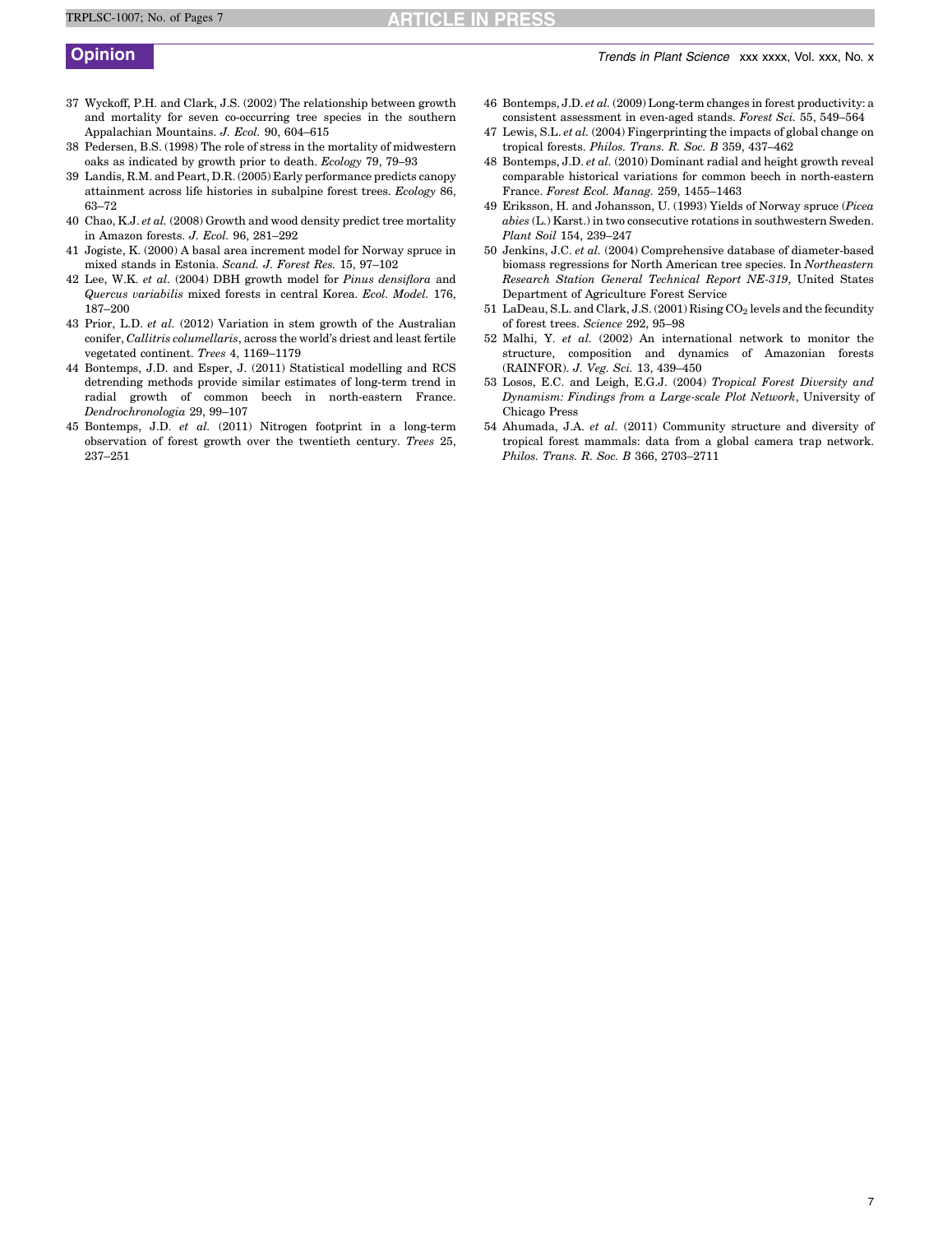37 Wyckoff, P.H. and Clark, J.S. (2002) The relationship between growth and mortality for seven co-occurring tree species in the southern Appalachian Mountains. *J. Ecol.* 90, 604–615

38 Pedersen, B.S. (1998) The role of stress in the mortality of midwestern oaks as indicated by growth prior to death. *Ecology* 79, 79–93

39 Landis, R.M. and Peart, D.R. (2005) Early performance predicts canopy attainment across life histories in subalpine forest trees. *Ecology* 86, 63–72

40 Chao, K.J. *et al.* (2008) Growth and wood density predict tree mortality in Amazon forests. *J. Ecol.* 96, 281–292

41 Jogiste, K. (2000) A basal area increment model for Norway spruce in mixed stands in Estonia. *Scand. J. Forest Res.* 15, 97–102

42 Lee, W.K. *et al.* (2004) DBH growth model for *Pinus densiflora* and *Quercus variabilis* mixed forests in central Korea. *Ecol. Model.* 176, 187–200

43 Prior, L.D. *et al.* (2012) Variation in stem growth of the Australian conifer, *Callitris columellaris*, across the world's driest and least fertile vegetated continent. *Trees* 4, 1169–1179

44 Bontemps, J.D. and Esper, J. (2011) Statistical modelling and RCS detrending methods provide similar estimates of long-term trend in radial growth of common beech in north-eastern France. *Dendrochronologia* 29, 99–107

45 Bontemps, J.D. *et al.* (2011) Nitrogen footprint in a long-term observation of forest growth over the twentieth century. *Trees* 25, 237–251

46 Bontemps, J.D. *et al.* (2009) Long-term changes in forest productivity: a consistent assessment in even-aged stands. *Forest Sci.* 55, 549–564

47 Lewis, S.L. *et al.* (2004) Fingerprinting the impacts of global change on tropical forests. *Philos. Trans. R. Soc. B* 359, 437–462

48 Bontemps, J.D. *et al.* (2010) Dominant radial and height growth reveal comparable historical variations for common beech in north-eastern France. *Forest Ecol. Manag.* 259, 1455–1463

49 Eriksson, H. and Johansson, U. (1993) Yields of Norway spruce (*Picea abies* (L.) Karst.) in two consecutive rotations in southwestern Sweden. *Plant Soil* 154, 239–247

50 Jenkins, J.C. *et al.* (2004) Comprehensive database of diameter-based biomass regressions for North American tree species. In *Northeastern Research Station General Technical Report NE-319*, United States Department of Agriculture Forest Service

51 LaDeau, S.L. and Clark, J.S. (2001) Rising $CO_2$ levels and the fecundity of forest trees. *Science* 292, 95–98

52 Malhi, Y. *et al.* (2002) An international network to monitor the structure, composition and dynamics of Amazonian forests (RAINFOR). *J. Veg. Sci.* 13, 439–450

53 Losos, E.C. and Leigh, E.G.J. (2004) *Tropical Forest Diversity and Dynamism: Findings from a Large-scale Plot Network*, University of Chicago Press

54 Ahumada, J.A. *et al.* (2011) Community structure and diversity of tropical forest mammals: data from a global camera trap network. *Philos. Trans. R. Soc. B* 366, 2703–2711